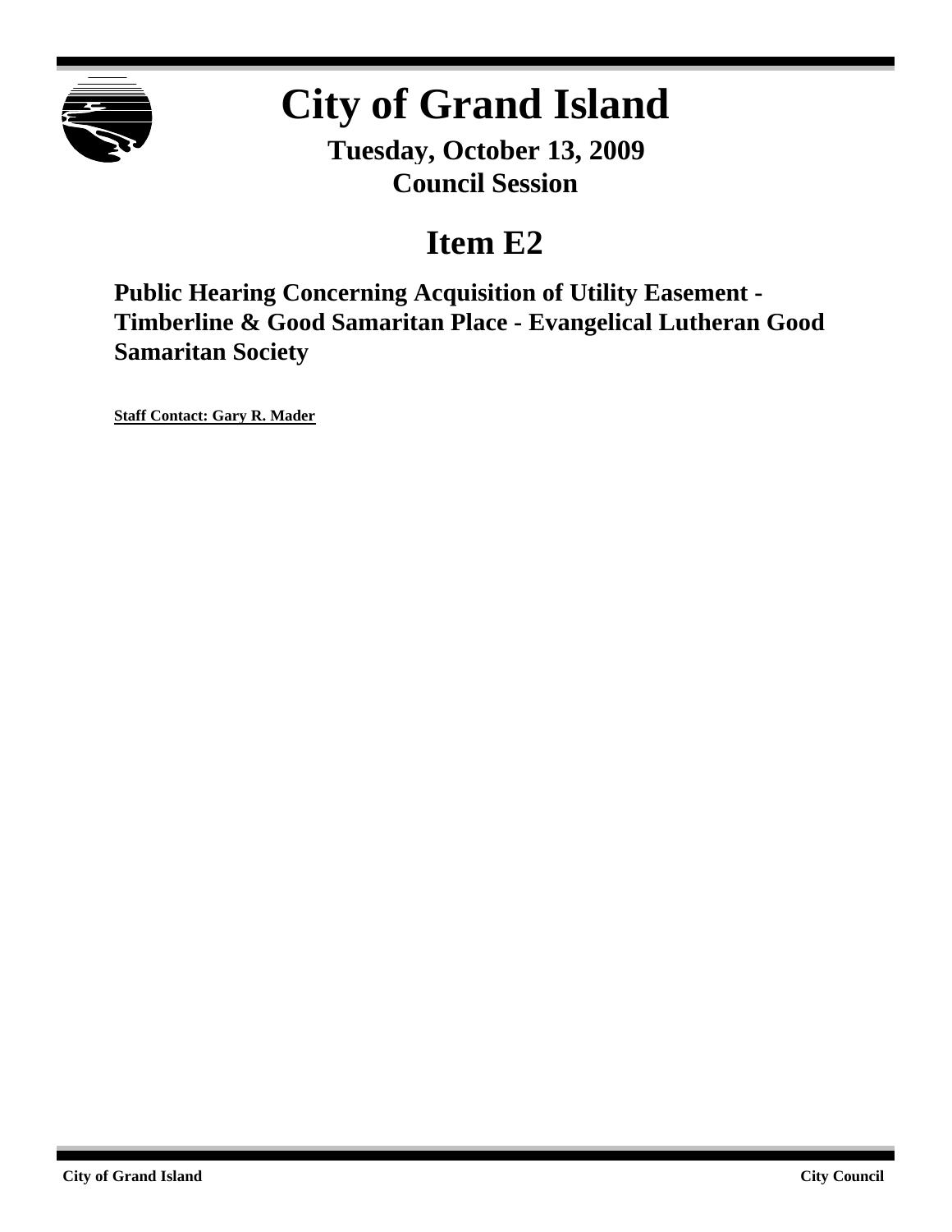# City of Grand Island

**Tuesday, October 13, 2009**
**Council Session**

## Item E2

### Public Hearing Concerning Acquisition of Utility Easement - Timberline & Good Samaritan Place - Evangelical Lutheran Good Samaritan Society

**Staff Contact: Gary R. Mader**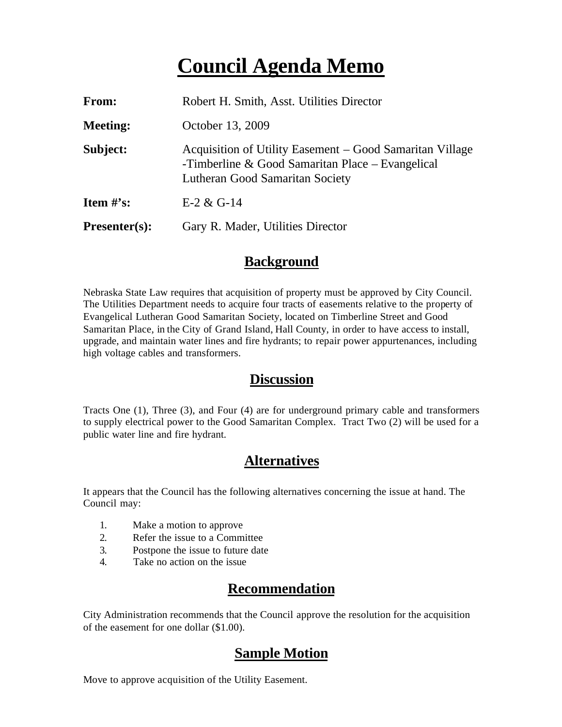# Council Agenda Memo

**From:** Robert H. Smith, Asst. Utilities Director

**Meeting:** October 13, 2009

**Subject:** Acquisition of Utility Easement – Good Samaritan Village -Timberline & Good Samaritan Place – Evangelical Lutheran Good Samaritan Society

**Item #'s:** E-2 & G-14

**Presenter(s):** Gary R. Mader, Utilities Director

## Background

Nebraska State Law requires that acquisition of property must be approved by City Council. The Utilities Department needs to acquire four tracts of easements relative to the property of Evangelical Lutheran Good Samaritan Society, located on Timberline Street and Good Samaritan Place, in the City of Grand Island, Hall County, in order to have access to install, upgrade, and maintain water lines and fire hydrants; to repair power appurtenances, including high voltage cables and transformers.

## Discussion

Tracts One (1), Three (3), and Four (4) are for underground primary cable and transformers to supply electrical power to the Good Samaritan Complex. Tract Two (2) will be used for a public water line and fire hydrant.

## Alternatives

It appears that the Council has the following alternatives concerning the issue at hand. The Council may:

1. Make a motion to approve
2. Refer the issue to a Committee
3. Postpone the issue to future date
4. Take no action on the issue

## Recommendation

City Administration recommends that the Council approve the resolution for the acquisition of the easement for one dollar ($1.00).

## Sample Motion

Move to approve acquisition of the Utility Easement.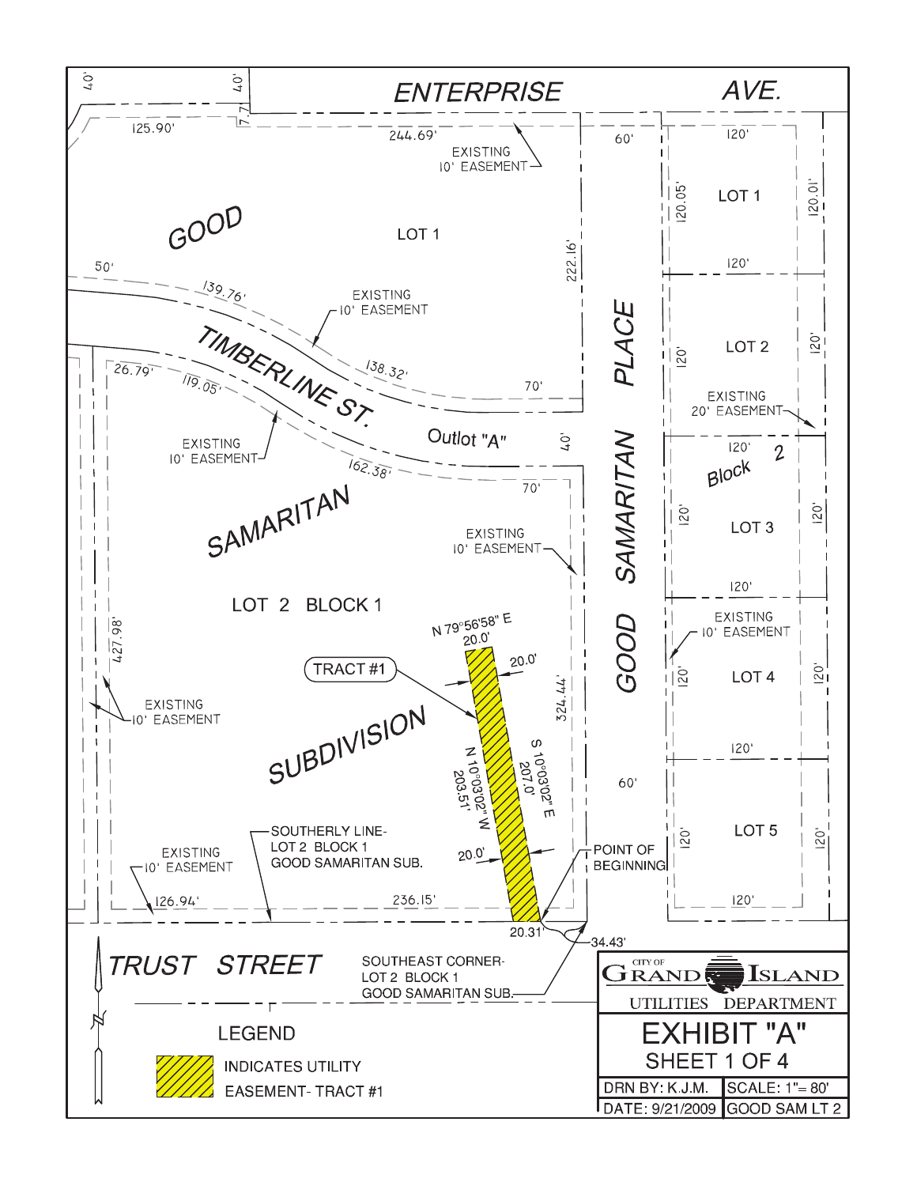# ENTERPRISE AVE.

40' 40'

7.7'

125.90'

244.69'

EXISTING 10' EASEMENT

GOOD

LOT 1

222.16'

50'

139.76'

EXISTING 10' EASEMENT

TIMBERLINE ST.

138.32'

70'

26.79'

119.05'

EXISTING 10' EASEMENT

Outlot "A"

40'

162.38'

70'

SAMARITAN

EXISTING 10' EASEMENT

LOT 2 BLOCK 1

427.98'

N 79°56'58" E 20.0'

20.0'

TRACT #1

324.44'

EXISTING 10' EASEMENT

SUBDIVISION

N 10°03'02" W 203.51'

S 10°03'02" E 207.0'

SOUTHERLY LINE- LOT 2 BLOCK 1 GOOD SAMARITAN SUB.

20.0'

POINT OF BEGINNING

EXISTING 10' EASEMENT

126.94'

236.15'

20.31'

34.43'

TRUST STREET

SOUTHEAST CORNER- LOT 2 BLOCK 1 GOOD SAMARITAN SUB.

GOOD SAMARITAN PLACE

60'

60'

Block 2

| | | |
|---|---|---|
| 120.05' | LOT 1 (120' × 120') | 120.01' |
| 120' | LOT 2 (120') | 120' |
| 120' | LOT 3 (120') | 120' |
| 120' | LOT 4 (120') | 120' |
| 120' | LOT 5 (120') | 120' |

EXISTING 20' EASEMENT

EXISTING 10' EASEMENT

## LEGEND

INDICATES UTILITY EASEMENT- TRACT #1

CITY OF GRAND ISLAND

UTILITIES DEPARTMENT

# EXHIBIT "A"

SHEET 1 OF 4

| | |
|---|---|
| DRN BY: K.J.M. | SCALE: 1"= 80' |
| DATE: 9/21/2009 | GOOD SAM LT 2 |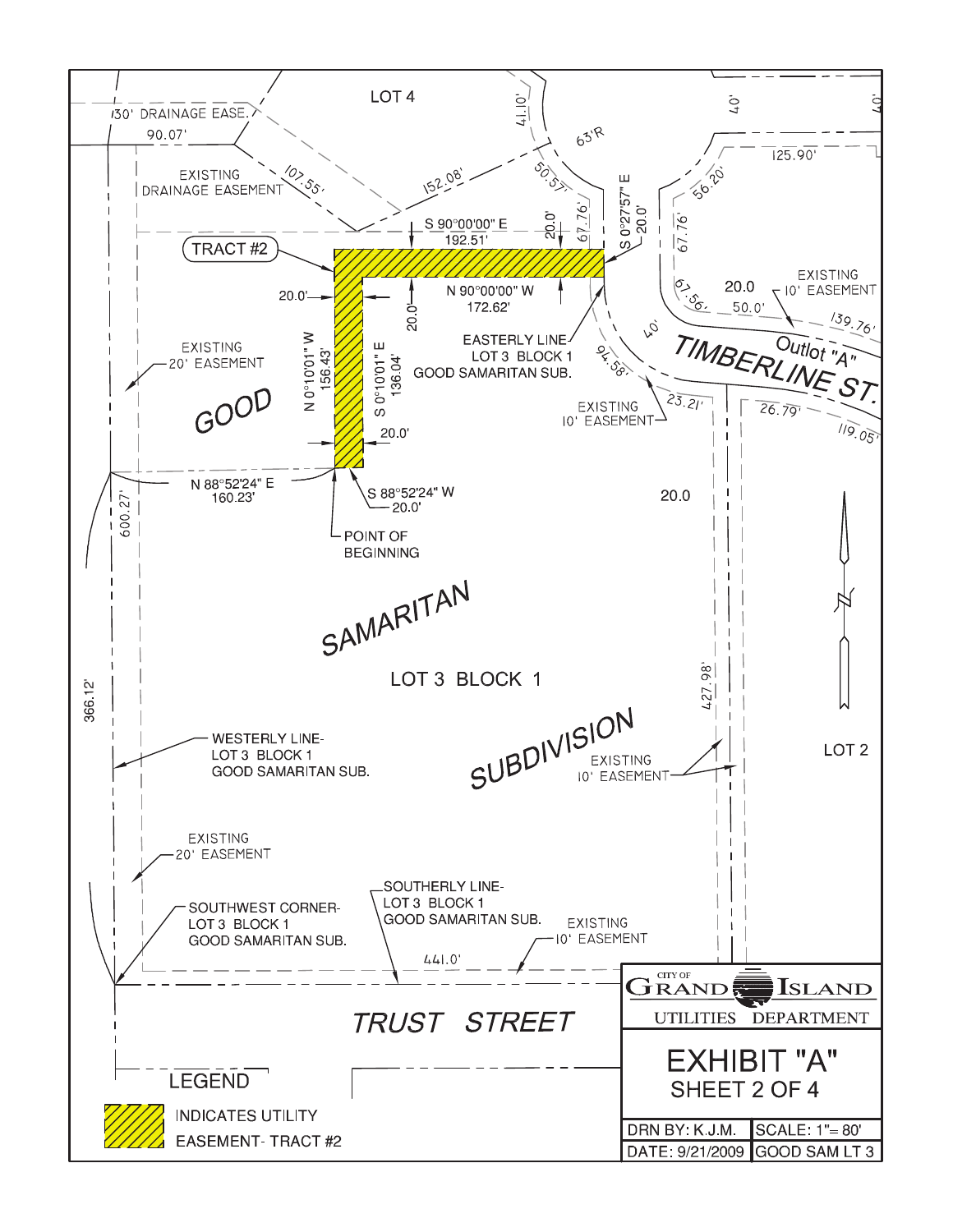LOT 4

30' DRAINAGE EASE.

90.07'

EXISTING DRAINAGE EASEMENT

107.55'

152.08'

41.10'

63'R

50.57'

40'

40'

125.90'

56.20'

S 90°00'00" E 192.51'

20.0'

67.76'

S 0°27'57" E 20.0'

67.76'

TRACT #2

N 90°00'00" W 172.62'

20.0'

20.0'

20.0

EXISTING 10' EASEMENT

67.56'

50.0'

139.76'

Outlot "A"

TIMBERLINE ST.

EXISTING 20' EASEMENT

N 0°10'01" W 156.43'

S 0°10'01" E 136.04'

EASTERLY LINE- LOT 3 BLOCK 1 GOOD SAMARITAN SUB.

40'

94.58'

EXISTING 10' EASEMENT

23.21'

26.79'

119.05'

GOOD

20.0'

N 88°52'24" E 160.23'

S 88°52'24" W 20.0'

20.0

600.27'

POINT OF BEGINNING

SAMARITAN

LOT 3 BLOCK 1

427.98'

366.12'

WESTERLY LINE- LOT 3 BLOCK 1 GOOD SAMARITAN SUB.

SUBDIVISION

EXISTING 10' EASEMENT

LOT 2

EXISTING 20' EASEMENT

SOUTHWEST CORNER- LOT 3 BLOCK 1 GOOD SAMARITAN SUB.

SOUTHERLY LINE- LOT 3 BLOCK 1 GOOD SAMARITAN SUB.

EXISTING 10' EASEMENT

441.0'

TRUST STREET

LEGEND

INDICATES UTILITY EASEMENT- TRACT #2

CITY OF GRAND ISLAND

UTILITIES DEPARTMENT

EXHIBIT "A"

SHEET 2 OF 4

| DRN BY: K.J.M. | SCALE: 1"= 80' |
|---|---|
| DATE: 9/21/2009 | GOOD SAM LT 3 |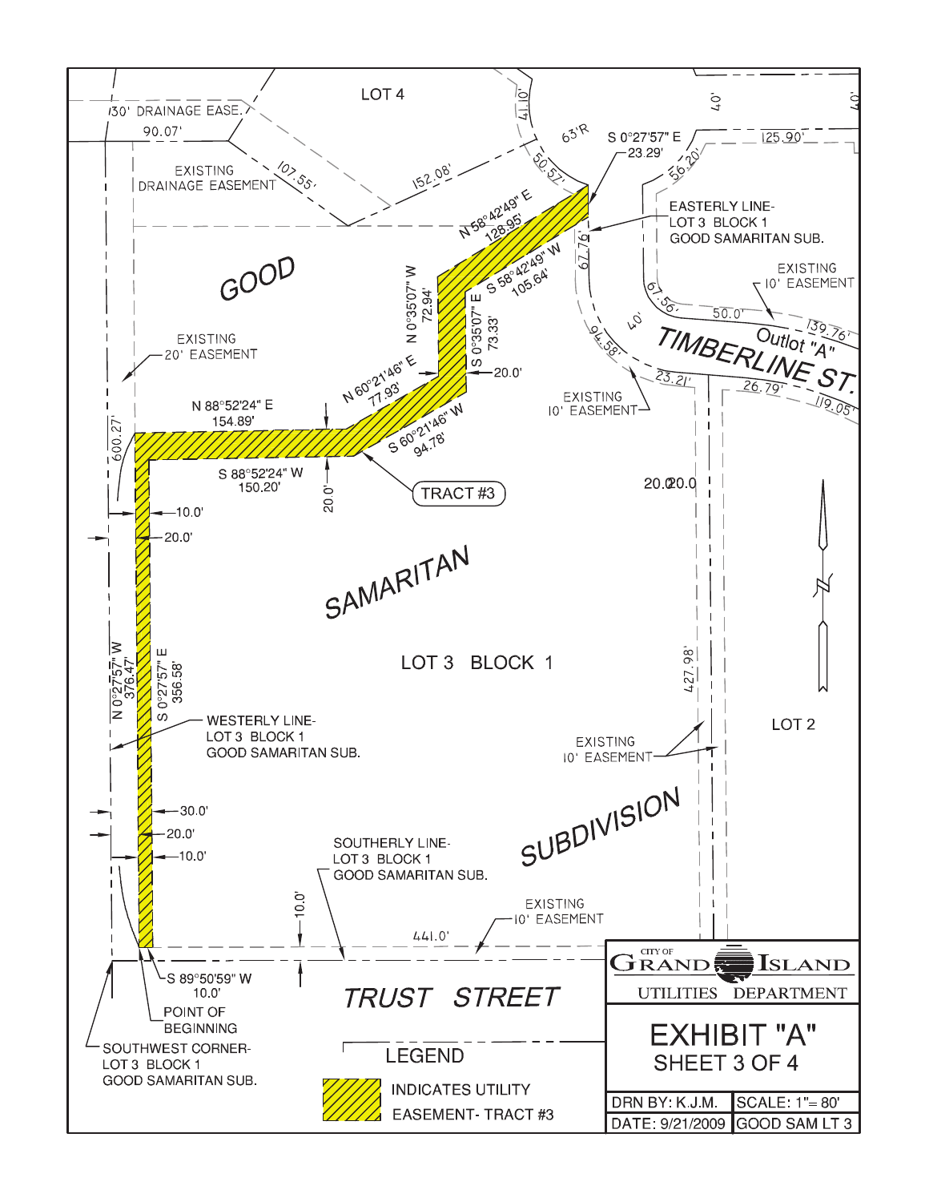LOT 4

30' DRAINAGE EASE.

90.07'

EXISTING DRAINAGE EASEMENT

107.55'

152.08'

41.10'

63'R

50.57'

S 0°27'57" E 23.29'

125.90'

56.20'

40'

40'

N 58°42'49" E 128.95'

S 58°42'49" W 105.64'

EASTERLY LINE- LOT 3 BLOCK 1 GOOD SAMARITAN SUB.

67.76'

EXISTING 10' EASEMENT

GOOD

N 0°35'07" W 72.94'

S 0°35'07" E 73.33'

67.56'

50.0'

139.76'

Outlot "A"

TIMBERLINE ST.

40'

94.58'

EXISTING 20' EASEMENT

N 60°21'46" E 77.93'

20.0'

23.21'

26.79'

119.05'

EXISTING 10' EASEMENT

N 88°52'24" E 154.89'

S 60°21'46" W 94.78'

600.27'

S 88°52'24" W 150.20'

TRACT #3

20.0'

20.0 20.0

10.0'

20.0'

SAMARITAN

N 0°27'57" W 376.47'

S 0°27'57" E 356.58'

LOT 3 BLOCK 1

427.98'

LOT 2

WESTERLY LINE- LOT 3 BLOCK 1 GOOD SAMARITAN SUB.

EXISTING 10' EASEMENT

30.0'

20.0'

10.0'

SOUTHERLY LINE- LOT 3 BLOCK 1 GOOD SAMARITAN SUB.

SUBDIVISION

10.0'

EXISTING 10' EASEMENT

441.0'

S 89°50'59" W 10.0'

POINT OF BEGINNING

TRUST STREET

SOUTHWEST CORNER- LOT 3 BLOCK 1 GOOD SAMARITAN SUB.

LEGEND

INDICATES UTILITY EASEMENT- TRACT #3

CITY OF GRAND ISLAND

UTILITIES DEPARTMENT

# EXHIBIT "A"

SHEET 3 OF 4

| DRN BY: K.J.M. | SCALE: 1"= 80' |
| --- | --- |
| DATE: 9/21/2009 | GOOD SAM LT 3 |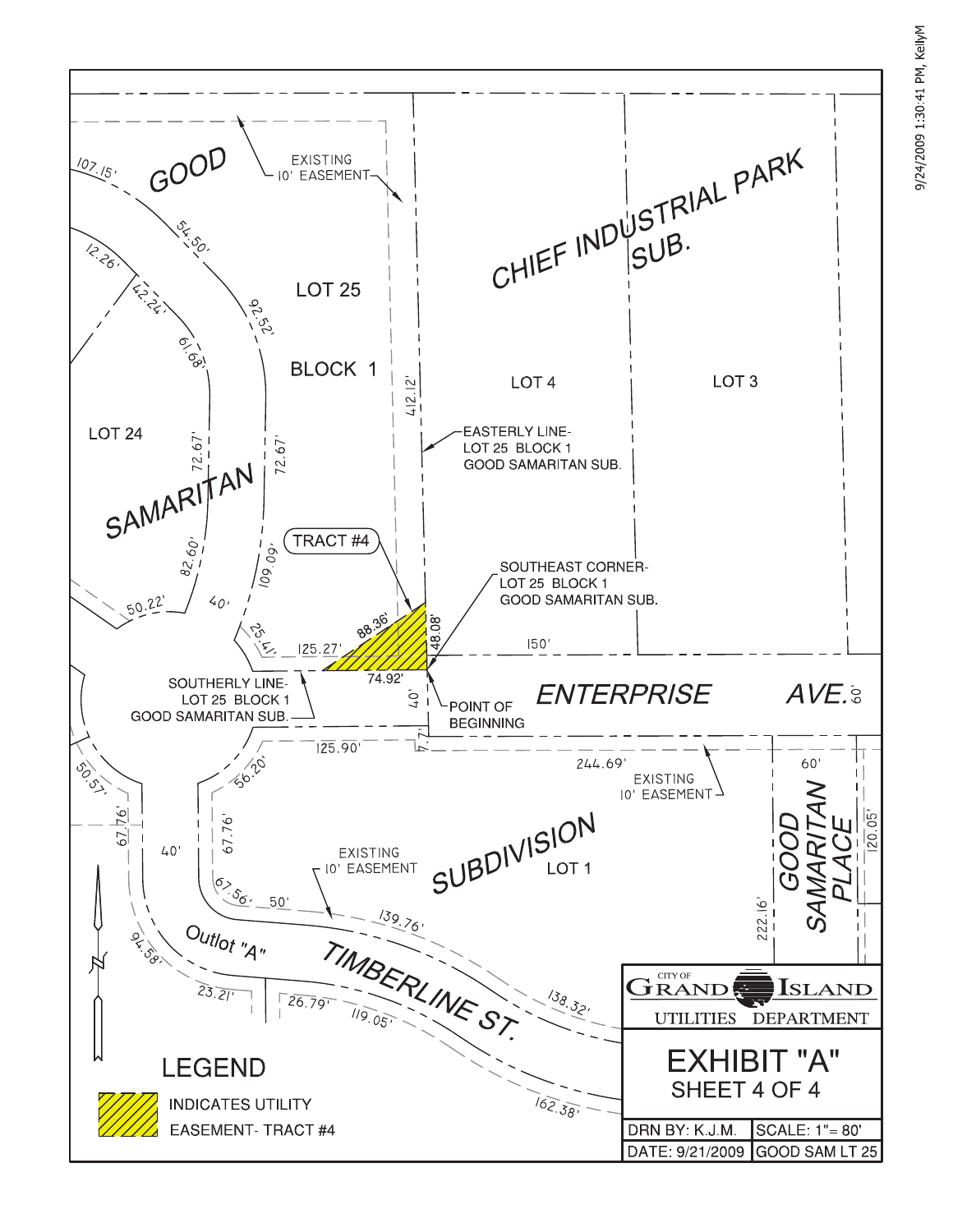9/24/2009 1:30:41 PM, KellyM

GOOD SAMARITAN SUBDIVISION

CHIEF INDUSTRIAL PARK SUB.

EXISTING 10' EASEMENT

LOT 25

BLOCK 1

LOT 24

LOT 4

LOT 3

LOT 1

Outlot "A"

TIMBERLINE ST.

ENTERPRISE AVE. 60'

GOOD SAMARITAN PLACE

TRACT #4

EASTERLY LINE- LOT 25 BLOCK 1 GOOD SAMARITAN SUB.

SOUTHEAST CORNER- LOT 25 BLOCK 1 GOOD SAMARITAN SUB.

SOUTHERLY LINE- LOT 25 BLOCK 1 GOOD SAMARITAN SUB.

POINT OF BEGINNING

107.15' 54.50' 12.26' 42.24' 61.68' 92.52' 72.67' 72.67' 82.60' 109.09' 50.22' 40' 25.41' 125.27' 88.36' 48.08' 74.92' 412.12' 150' 40' 7' 125.90' 244.69' 60' 56.20' 50.57' 67.76' 67.76' 40' 67.56' 50' 139.76' 222.16' 120.05' 94.58' 23.21' 26.79' 119.05' 138.32' 162.38'

## LEGEND

INDICATES UTILITY EASEMENT- TRACT #4

CITY OF GRAND ISLAND

UTILITIES DEPARTMENT

# EXHIBIT "A"

SHEET 4 OF 4

| | |
|---|---|
| DRN BY: K.J.M. | SCALE: 1"= 80' |
| DATE: 9/21/2009 | GOOD SAM LT 25 |